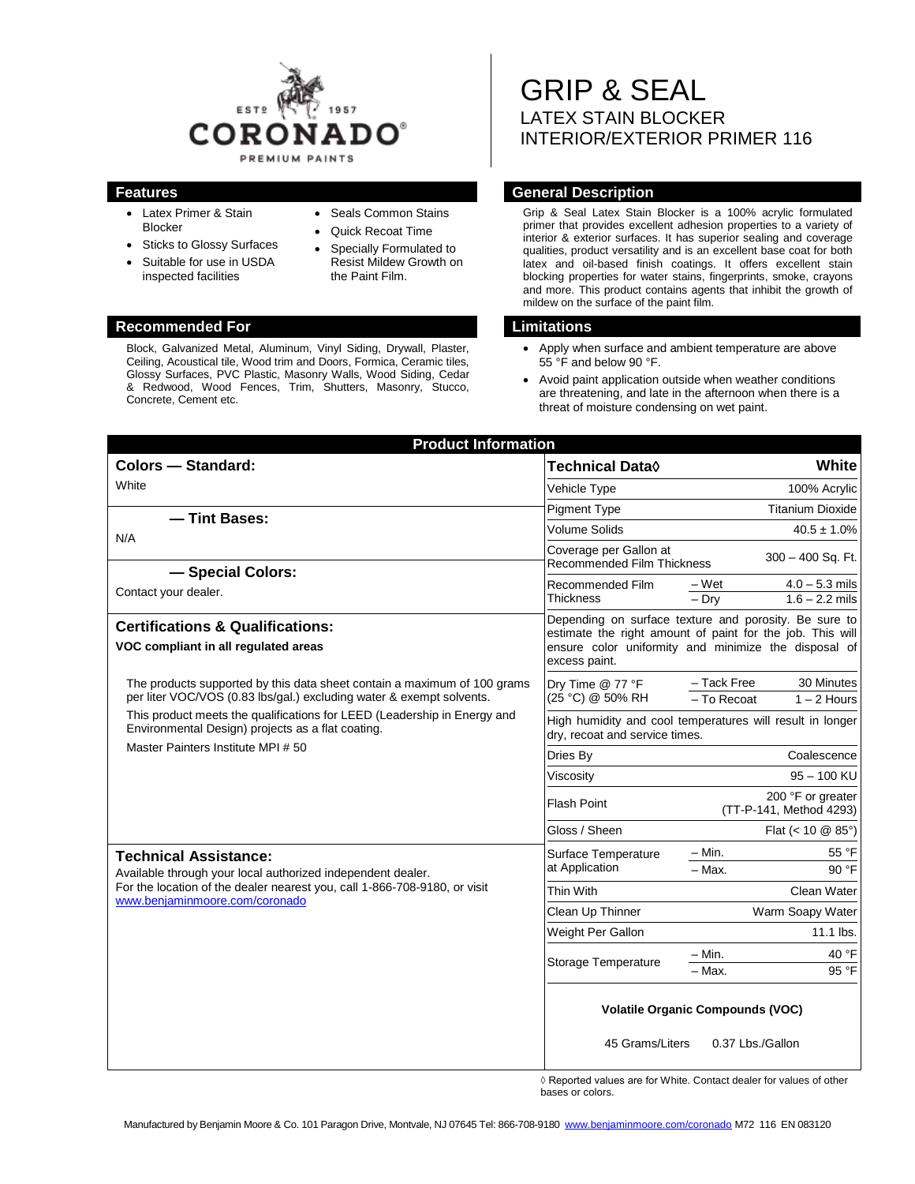ESTD 1957
CORONADO®
PREMIUM PAINTS

# GRIP & SEAL
## LATEX STAIN BLOCKER
## INTERIOR/EXTERIOR PRIMER 116

## Features

- Latex Primer & Stain Blocker
- Sticks to Glossy Surfaces
- Suitable for use in USDA inspected facilities
- Seals Common Stains
- Quick Recoat Time
- Specially Formulated to Resist Mildew Growth on the Paint Film.

## General Description

Grip & Seal Latex Stain Blocker is a 100% acrylic formulated primer that provides excellent adhesion properties to a variety of interior & exterior surfaces. It has superior sealing and coverage qualities, product versatility and is an excellent base coat for both latex and oil-based finish coatings. It offers excellent stain blocking properties for water stains, fingerprints, smoke, crayons and more. This product contains agents that inhibit the growth of mildew on the surface of the paint film.

## Recommended For

Block, Galvanized Metal, Aluminum, Vinyl Siding, Drywall, Plaster, Ceiling, Acoustical tile, Wood trim and Doors, Formica, Ceramic tiles, Glossy Surfaces, PVC Plastic, Masonry Walls, Wood Siding, Cedar & Redwood, Wood Fences, Trim, Shutters, Masonry, Stucco, Concrete, Cement etc.

## Limitations

- Apply when surface and ambient temperature are above 55 °F and below 90 °F.
- Avoid paint application outside when weather conditions are threatening, and late in the afternoon when there is a threat of moisture condensing on wet paint.

## Product Information

### Colors — Standard:

White

### — Tint Bases:

N/A

### — Special Colors:

Contact your dealer.

### Certifications & Qualifications:

**VOC compliant in all regulated areas**

The products supported by this data sheet contain a maximum of 100 grams per liter VOC/VOS (0.83 lbs/gal.) excluding water & exempt solvents.

This product meets the qualifications for LEED (Leadership in Energy and Environmental Design) projects as a flat coating.

Master Painters Institute MPI # 50

### Technical Assistance:

Available through your local authorized independent dealer.
For the location of the dealer nearest you, call 1-866-708-9180, or visit www.benjaminmoore.com/coronado

| Technical Data◊ | | White |
|---|---|---|
| Vehicle Type | | 100% Acrylic |
| Pigment Type | | Titanium Dioxide |
| Volume Solids | | 40.5 ± 1.0% |
| Coverage per Gallon at Recommended Film Thickness | | 300 – 400 Sq. Ft. |
| Recommended Film Thickness | – Wet | 4.0 – 5.3 mils |
| | – Dry | 1.6 – 2.2 mils |
| Depending on surface texture and porosity. Be sure to estimate the right amount of paint for the job. This will ensure color uniformity and minimize the disposal of excess paint. | | |
| Dry Time @ 77 °F (25 °C) @ 50% RH | – Tack Free | 30 Minutes |
| | – To Recoat | 1 – 2 Hours |
| High humidity and cool temperatures will result in longer dry, recoat and service times. | | |
| Dries By | | Coalescence |
| Viscosity | | 95 – 100 KU |
| Flash Point | | 200 °F or greater (TT-P-141, Method 4293) |
| Gloss / Sheen | | Flat (< 10 @ 85°) |
| Surface Temperature at Application | – Min. | 55 °F |
| | – Max. | 90 °F |
| Thin With | | Clean Water |
| Clean Up Thinner | | Warm Soapy Water |
| Weight Per Gallon | | 11.1 lbs. |
| Storage Temperature | – Min. | 40 °F |
| | – Max. | 95 °F |

**Volatile Organic Compounds (VOC)**

45 Grams/Liters 0.37 Lbs./Gallon

◊ Reported values are for White. Contact dealer for values of other bases or colors.

Manufactured by Benjamin Moore & Co. 101 Paragon Drive, Montvale, NJ 07645 Tel: 866-708-9180 www.benjaminmoore.com/coronado M72 116 EN 083120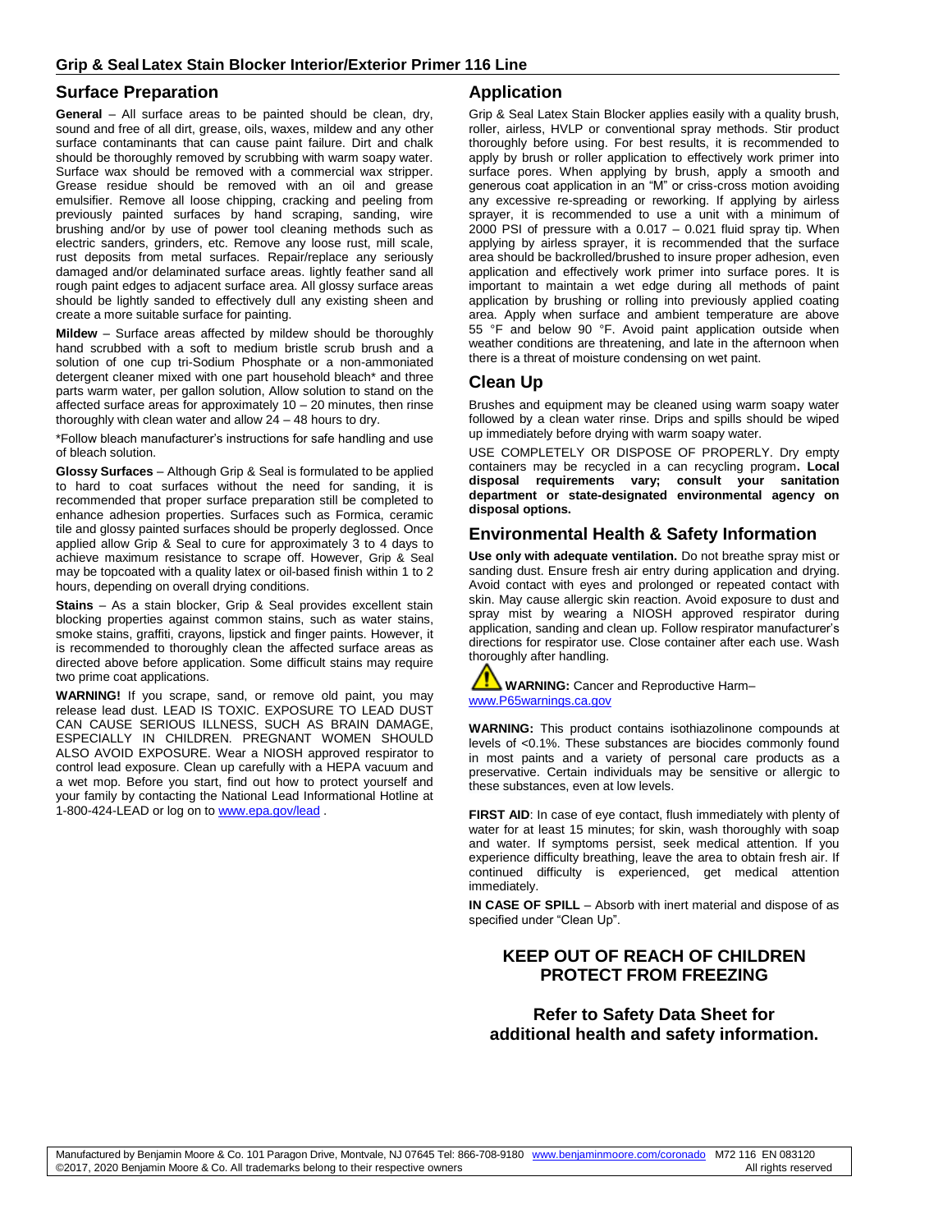## Grip & Seal Latex Stain Blocker Interior/Exterior Primer 116 Line

## Surface Preparation

**General** – All surface areas to be painted should be clean, dry, sound and free of all dirt, grease, oils, waxes, mildew and any other surface contaminants that can cause paint failure. Dirt and chalk should be thoroughly removed by scrubbing with warm soapy water. Surface wax should be removed with a commercial wax stripper. Grease residue should be removed with an oil and grease emulsifier. Remove all loose chipping, cracking and peeling from previously painted surfaces by hand scraping, sanding, wire brushing and/or by use of power tool cleaning methods such as electric sanders, grinders, etc. Remove any loose rust, mill scale, rust deposits from metal surfaces. Repair/replace any seriously damaged and/or delaminated surface areas. lightly feather sand all rough paint edges to adjacent surface area. All glossy surface areas should be lightly sanded to effectively dull any existing sheen and create a more suitable surface for painting.

**Mildew** – Surface areas affected by mildew should be thoroughly hand scrubbed with a soft to medium bristle scrub brush and a solution of one cup tri-Sodium Phosphate or a non-ammoniated detergent cleaner mixed with one part household bleach* and three parts warm water, per gallon solution, Allow solution to stand on the affected surface areas for approximately 10 – 20 minutes, then rinse thoroughly with clean water and allow 24 – 48 hours to dry.

*Follow bleach manufacturer's instructions for safe handling and use of bleach solution.

**Glossy Surfaces** – Although Grip & Seal is formulated to be applied to hard to coat surfaces without the need for sanding, it is recommended that proper surface preparation still be completed to enhance adhesion properties. Surfaces such as Formica, ceramic tile and glossy painted surfaces should be properly deglossed. Once applied allow Grip & Seal to cure for approximately 3 to 4 days to achieve maximum resistance to scrape off. However, Grip & Seal may be topcoated with a quality latex or oil-based finish within 1 to 2 hours, depending on overall drying conditions.

**Stains** – As a stain blocker, Grip & Seal provides excellent stain blocking properties against common stains, such as water stains, smoke stains, graffiti, crayons, lipstick and finger paints. However, it is recommended to thoroughly clean the affected surface areas as directed above before application. Some difficult stains may require two prime coat applications.

**WARNING!** If you scrape, sand, or remove old paint, you may release lead dust. LEAD IS TOXIC. EXPOSURE TO LEAD DUST CAN CAUSE SERIOUS ILLNESS, SUCH AS BRAIN DAMAGE, ESPECIALLY IN CHILDREN. PREGNANT WOMEN SHOULD ALSO AVOID EXPOSURE. Wear a NIOSH approved respirator to control lead exposure. Clean up carefully with a HEPA vacuum and a wet mop. Before you start, find out how to protect yourself and your family by contacting the National Lead Informational Hotline at 1-800-424-LEAD or log on to www.epa.gov/lead .

## Application

Grip & Seal Latex Stain Blocker applies easily with a quality brush, roller, airless, HVLP or conventional spray methods. Stir product thoroughly before using. For best results, it is recommended to apply by brush or roller application to effectively work primer into surface pores. When applying by brush, apply a smooth and generous coat application in an "M" or criss-cross motion avoiding any excessive re-spreading or reworking. If applying by airless sprayer, it is recommended to use a unit with a minimum of 2000 PSI of pressure with a 0.017 – 0.021 fluid spray tip. When applying by airless sprayer, it is recommended that the surface area should be backrolled/brushed to insure proper adhesion, even application and effectively work primer into surface pores. It is important to maintain a wet edge during all methods of paint application by brushing or rolling into previously applied coating area. Apply when surface and ambient temperature are above 55 °F and below 90 °F. Avoid paint application outside when weather conditions are threatening, and late in the afternoon when there is a threat of moisture condensing on wet paint.

## Clean Up

Brushes and equipment may be cleaned using warm soapy water followed by a clean water rinse. Drips and spills should be wiped up immediately before drying with warm soapy water.

USE COMPLETELY OR DISPOSE OF PROPERLY. Dry empty containers may be recycled in a can recycling program**. Local disposal requirements vary; consult your sanitation department or state-designated environmental agency on disposal options.**

## Environmental Health & Safety Information

**Use only with adequate ventilation.** Do not breathe spray mist or sanding dust. Ensure fresh air entry during application and drying. Avoid contact with eyes and prolonged or repeated contact with skin. May cause allergic skin reaction. Avoid exposure to dust and spray mist by wearing a NIOSH approved respirator during application, sanding and clean up. Follow respirator manufacturer's directions for respirator use. Close container after each use. Wash thoroughly after handling.

**WARNING:** Cancer and Reproductive Harm– www.P65warnings.ca.gov

**WARNING:** This product contains isothiazolinone compounds at levels of <0.1%. These substances are biocides commonly found in most paints and a variety of personal care products as a preservative. Certain individuals may be sensitive or allergic to these substances, even at low levels.

**FIRST AID**: In case of eye contact, flush immediately with plenty of water for at least 15 minutes; for skin, wash thoroughly with soap and water. If symptoms persist, seek medical attention. If you experience difficulty breathing, leave the area to obtain fresh air. If continued difficulty is experienced, get medical attention immediately.

**IN CASE OF SPILL** – Absorb with inert material and dispose of as specified under "Clean Up".

**KEEP OUT OF REACH OF CHILDREN**
**PROTECT FROM FREEZING**

**Refer to Safety Data Sheet for additional health and safety information.**

Manufactured by Benjamin Moore & Co. 101 Paragon Drive, Montvale, NJ 07645 Tel: 866-708-9180 www.benjaminmoore.com/coronado M72 116 EN 083120
©2017, 2020 Benjamin Moore & Co. All trademarks belong to their respective owners All rights reserved